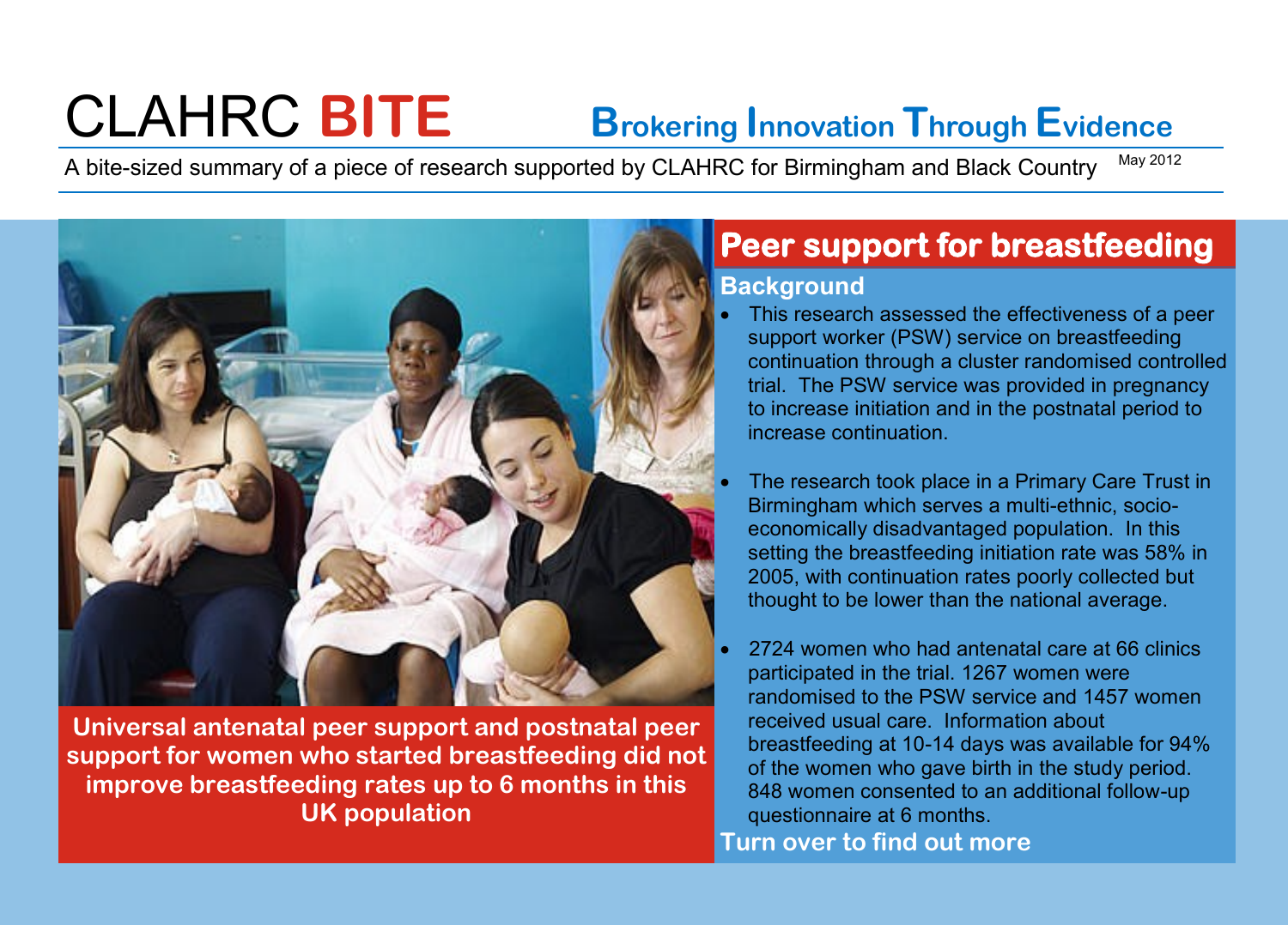# CLAHRC BITE

**Brokering Innovation Through Evidence**

A bite-sized summary of a piece of research supported by CLAHRC for Birmingham and Black Country

May 2012

**Universal antenatal peer support and postnatal peer support for women who started breastfeeding did not improve breastfeeding rates up to 6 months in this UK population**

## Peer support for breastfeeding

### Background

- This research assessed the effectiveness of a peer support worker (PSW) service on breastfeeding continuation through a cluster randomised controlled trial. The PSW service was provided in pregnancy to increase initiation and in the postnatal period to increase continuation.
- The research took place in a Primary Care Trust in Birmingham which serves a multi-ethnic, socio-economically disadvantaged population. In this setting the breastfeeding initiation rate was 58% in 2005, with continuation rates poorly collected but thought to be lower than the national average.
- 2724 women who had antenatal care at 66 clinics participated in the trial. 1267 women were randomised to the PSW service and 1457 women received usual care. Information about breastfeeding at 10-14 days was available for 94% of the women who gave birth in the study period. 848 women consented to an additional follow-up questionnaire at 6 months.

**Turn over to find out more**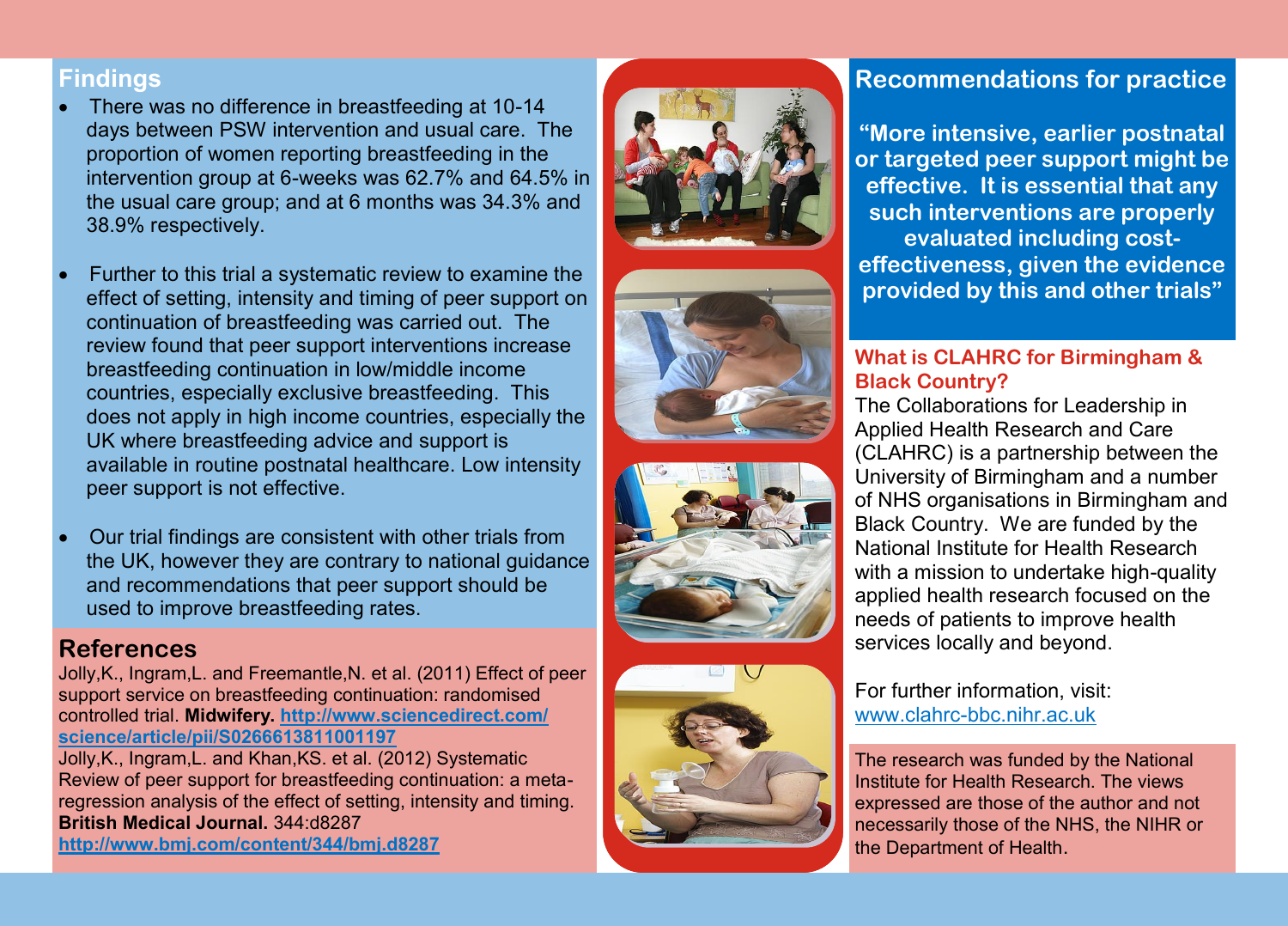## Findings

- There was no difference in breastfeeding at 10-14 days between PSW intervention and usual care. The proportion of women reporting breastfeeding in the intervention group at 6-weeks was 62.7% and 64.5% in the usual care group; and at 6 months was 34.3% and 38.9% respectively.
- Further to this trial a systematic review to examine the effect of setting, intensity and timing of peer support on continuation of breastfeeding was carried out. The review found that peer support interventions increase breastfeeding continuation in low/middle income countries, especially exclusive breastfeeding. This does not apply in high income countries, especially the UK where breastfeeding advice and support is available in routine postnatal healthcare. Low intensity peer support is not effective.
- Our trial findings are consistent with other trials from the UK, however they are contrary to national guidance and recommendations that peer support should be used to improve breastfeeding rates.

## References

Jolly,K., Ingram,L. and Freemantle,N. et al. (2011) Effect of peer support service on breastfeeding continuation: randomised controlled trial. **Midwifery.** http://www.sciencedirect.com/science/article/pii/S0266613811001197

Jolly,K., Ingram,L. and Khan,KS. et al. (2012) Systematic Review of peer support for breastfeeding continuation: a meta-regression analysis of the effect of setting, intensity and timing. **British Medical Journal.** 344:d8287 http://www.bmj.com/content/344/bmj.d8287

## Recommendations for practice

**"More intensive, earlier postnatal or targeted peer support might be effective. It is essential that any such interventions are properly evaluated including cost-effectiveness, given the evidence provided by this and other trials"**

### What is CLAHRC for Birmingham & Black Country?

The Collaborations for Leadership in Applied Health Research and Care (CLAHRC) is a partnership between the University of Birmingham and a number of NHS organisations in Birmingham and Black Country. We are funded by the National Institute for Health Research with a mission to undertake high-quality applied health research focused on the needs of patients to improve health services locally and beyond.

For further information, visit: www.clahrc-bbc.nihr.ac.uk

The research was funded by the National Institute for Health Research. The views expressed are those of the author and not necessarily those of the NHS, the NIHR or the Department of Health.